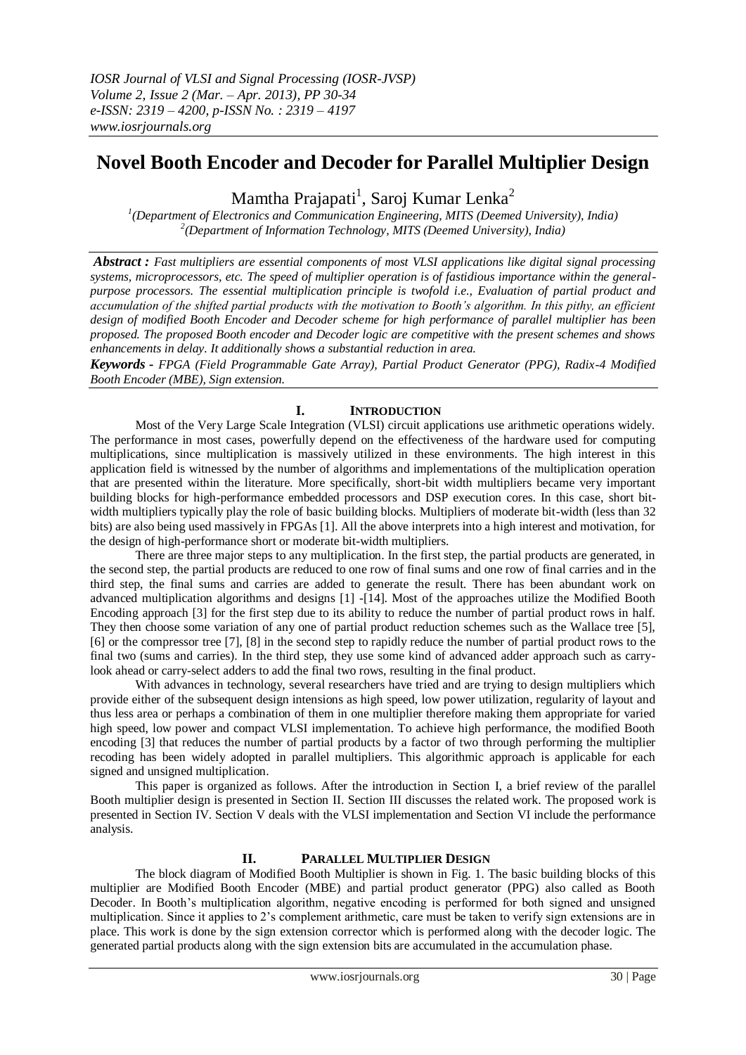# Novel Booth Encoder and Decoder for Parallel Multiplier Design

Mamtha Prajapati[1], Saroj Kumar Lenka[2]

[1](Department of Electronics and Communication Engineering, MITS (Deemed University), India)
[2](Department of Information Technology, MITS (Deemed University), India)

***Abstract :*** *Fast multipliers are essential components of most VLSI applications like digital signal processing systems, microprocessors, etc. The speed of multiplier operation is of fastidious importance within the general-purpose processors. The essential multiplication principle is twofold i.e., Evaluation of partial product and accumulation of the shifted partial products with the motivation to Booth's algorithm. In this pithy, an efficient design of modified Booth Encoder and Decoder scheme for high performance of parallel multiplier has been proposed. The proposed Booth encoder and Decoder logic are competitive with the present schemes and shows enhancements in delay. It additionally shows a substantial reduction in area.*

***Keywords -*** *FPGA (Field Programmable Gate Array), Partial Product Generator (PPG), Radix-4 Modified Booth Encoder (MBE), Sign extension.*

## I. Introduction

Most of the Very Large Scale Integration (VLSI) circuit applications use arithmetic operations widely. The performance in most cases, powerfully depend on the effectiveness of the hardware used for computing multiplications, since multiplication is massively utilized in these environments. The high interest in this application field is witnessed by the number of algorithms and implementations of the multiplication operation that are presented within the literature. More specifically, short-bit width multipliers became very important building blocks for high-performance embedded processors and DSP execution cores. In this case, short bit-width multipliers typically play the role of basic building blocks. Multipliers of moderate bit-width (less than 32 bits) are also being used massively in FPGAs [1]. All the above interprets into a high interest and motivation, for the design of high-performance short or moderate bit-width multipliers.

There are three major steps to any multiplication. In the first step, the partial products are generated, in the second step, the partial products are reduced to one row of final sums and one row of final carries and in the third step, the final sums and carries are added to generate the result. There has been abundant work on advanced multiplication algorithms and designs [1] -[14]. Most of the approaches utilize the Modified Booth Encoding approach [3] for the first step due to its ability to reduce the number of partial product rows in half. They then choose some variation of any one of partial product reduction schemes such as the Wallace tree [5], [6] or the compressor tree [7], [8] in the second step to rapidly reduce the number of partial product rows to the final two (sums and carries). In the third step, they use some kind of advanced adder approach such as carry-look ahead or carry-select adders to add the final two rows, resulting in the final product.

With advances in technology, several researchers have tried and are trying to design multipliers which provide either of the subsequent design intensions as high speed, low power utilization, regularity of layout and thus less area or perhaps a combination of them in one multiplier therefore making them appropriate for varied high speed, low power and compact VLSI implementation. To achieve high performance, the modified Booth encoding [3] that reduces the number of partial products by a factor of two through performing the multiplier recoding has been widely adopted in parallel multipliers. This algorithmic approach is applicable for each signed and unsigned multiplication.

This paper is organized as follows. After the introduction in Section I, a brief review of the parallel Booth multiplier design is presented in Section II. Section III discusses the related work. The proposed work is presented in Section IV. Section V deals with the VLSI implementation and Section VI include the performance analysis.

## II. Parallel Multiplier Design

The block diagram of Modified Booth Multiplier is shown in Fig. 1. The basic building blocks of this multiplier are Modified Booth Encoder (MBE) and partial product generator (PPG) also called as Booth Decoder. In Booth's multiplication algorithm, negative encoding is performed for both signed and unsigned multiplication. Since it applies to 2's complement arithmetic, care must be taken to verify sign extensions are in place. This work is done by the sign extension corrector which is performed along with the decoder logic. The generated partial products along with the sign extension bits are accumulated in the accumulation phase.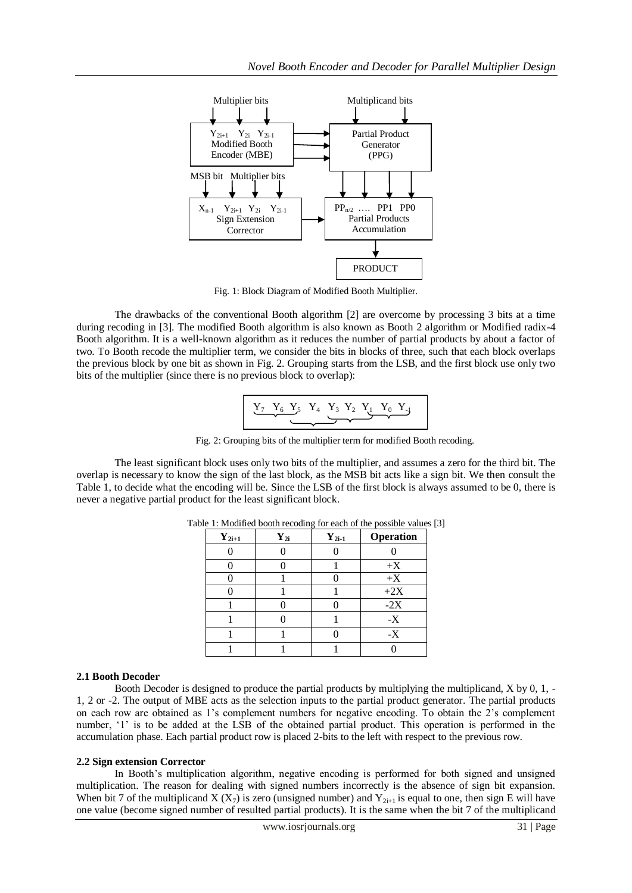Multiplier bits

Multiplicand bits

$Y_{2i+1}$ $Y_{2i}$ $Y_{2i-1}$
Modified Booth
Encoder (MBE)

Partial Product
Generator
(PPG)

MSB bit Multiplier bits

$X_{n-1}$ $Y_{2i+1}$ $Y_{2i}$ $Y_{2i-1}$
Sign Extension
Corrector

$PP_{n/2}$ …. PP1 PP0
Partial Products
Accumulation

PRODUCT

Fig. 1: Block Diagram of Modified Booth Multiplier.

The drawbacks of the conventional Booth algorithm [2] are overcome by processing 3 bits at a time during recoding in [3]. The modified Booth algorithm is also known as Booth 2 algorithm or Modified radix-4 Booth algorithm. It is a well-known algorithm as it reduces the number of partial products by about a factor of two. To Booth recode the multiplier term, we consider the bits in blocks of three, such that each block overlaps the previous block by one bit as shown in Fig. 2. Grouping starts from the LSB, and the first block use only two bits of the multiplier (since there is no previous block to overlap):

$Y_7$ $Y_6$ $Y_5$ $Y_4$ $Y_3$ $Y_2$ $Y_1$ $Y_0$ $Y_{-1}$

Fig. 2: Grouping bits of the multiplier term for modified Booth recoding.

The least significant block uses only two bits of the multiplier, and assumes a zero for the third bit. The overlap is necessary to know the sign of the last block, as the MSB bit acts like a sign bit. We then consult the Table 1, to decide what the encoding will be. Since the LSB of the first block is always assumed to be 0, there is never a negative partial product for the least significant block.

Table 1: Modified booth recoding for each of the possible values [3]

| $Y_{2i+1}$ | $Y_{2i}$ | $Y_{2i-1}$ | Operation |
|---|---|---|---|
| 0 | 0 | 0 | 0 |
| 0 | 0 | 1 | +X |
| 0 | 1 | 0 | +X |
| 0 | 1 | 1 | +2X |
| 1 | 0 | 0 | -2X |
| 1 | 0 | 1 | -X |
| 1 | 1 | 0 | -X |
| 1 | 1 | 1 | 0 |

### 2.1 Booth Decoder

Booth Decoder is designed to produce the partial products by multiplying the multiplicand, X by 0, 1, -1, 2 or -2. The output of MBE acts as the selection inputs to the partial product generator. The partial products on each row are obtained as 1's complement numbers for negative encoding. To obtain the 2's complement number, '1' is to be added at the LSB of the obtained partial product. This operation is performed in the accumulation phase. Each partial product row is placed 2-bits to the left with respect to the previous row.

### 2.2 Sign extension Corrector

In Booth's multiplication algorithm, negative encoding is performed for both signed and unsigned multiplication. The reason for dealing with signed numbers incorrectly is the absence of sign bit expansion. When bit 7 of the multiplicand X ($X_7$) is zero (unsigned number) and $Y_{2i+1}$ is equal to one, then sign E will have one value (become signed number of resulted partial products). It is the same when the bit 7 of the multiplicand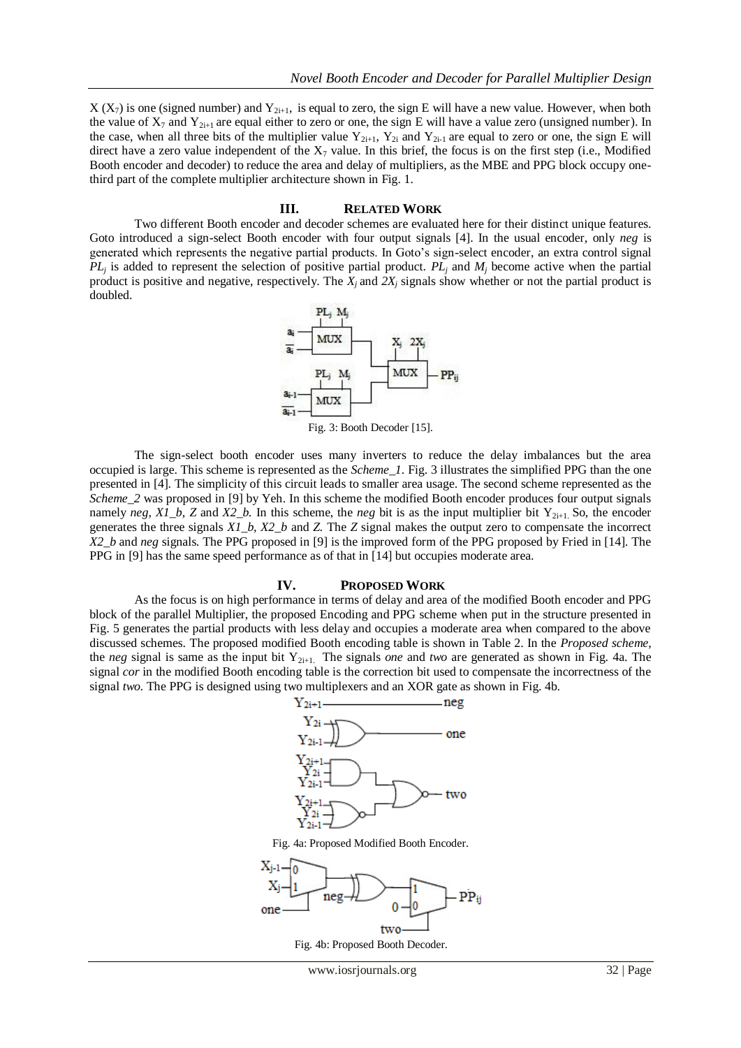X ($X_7$) is one (signed number) and $Y_{2i+1}$, is equal to zero, the sign E will have a new value. However, when both the value of $X_7$ and $Y_{2i+1}$ are equal either to zero or one, the sign E will have a value zero (unsigned number). In the case, when all three bits of the multiplier value $Y_{2i+1}$, $Y_{2i}$ and $Y_{2i-1}$ are equal to zero or one, the sign E will direct have a zero value independent of the $X_7$ value. In this brief, the focus is on the first step (i.e., Modified Booth encoder and decoder) to reduce the area and delay of multipliers, as the MBE and PPG block occupy one-third part of the complete multiplier architecture shown in Fig. 1.

## III. RELATED WORK

Two different Booth encoder and decoder schemes are evaluated here for their distinct unique features. Goto introduced a sign-select Booth encoder with four output signals [4]. In the usual encoder, only *neg* is generated which represents the negative partial products. In Goto's sign-select encoder, an extra control signal $PL_j$ is added to represent the selection of positive partial product. $PL_j$ and $M_j$ become active when the partial product is positive and negative, respectively. The $X_j$ and $2X_j$ signals show whether or not the partial product is doubled.

Fig. 3: Booth Decoder [15].

The sign-select booth encoder uses many inverters to reduce the delay imbalances but the area occupied is large. This scheme is represented as the *Scheme_1*. Fig. 3 illustrates the simplified PPG than the one presented in [4]. The simplicity of this circuit leads to smaller area usage. The second scheme represented as the *Scheme_2* was proposed in [9] by Yeh. In this scheme the modified Booth encoder produces four output signals namely *neg, X1_b, Z* and *X2_b*. In this scheme, the *neg* bit is as the input multiplier bit $Y_{2i+1}$. So, the encoder generates the three signals *X1_b, X2_b* and *Z*. The *Z* signal makes the output zero to compensate the incorrect *X2_b* and *neg* signals. The PPG proposed in [9] is the improved form of the PPG proposed by Fried in [14]. The PPG in [9] has the same speed performance as of that in [14] but occupies moderate area.

## IV. PROPOSED WORK

As the focus is on high performance in terms of delay and area of the modified Booth encoder and PPG block of the parallel Multiplier, the proposed Encoding and PPG scheme when put in the structure presented in Fig. 5 generates the partial products with less delay and occupies a moderate area when compared to the above discussed schemes. The proposed modified Booth encoding table is shown in Table 2. In the *Proposed scheme*, the *neg* signal is same as the input bit $Y_{2i+1}$. The signals *one* and *two* are generated as shown in Fig. 4a. The signal *cor* in the modified Booth encoding table is the correction bit used to compensate the incorrectness of the signal *two*. The PPG is designed using two multiplexers and an XOR gate as shown in Fig. 4b.

Fig. 4a: Proposed Modified Booth Encoder.

Fig. 4b: Proposed Booth Decoder.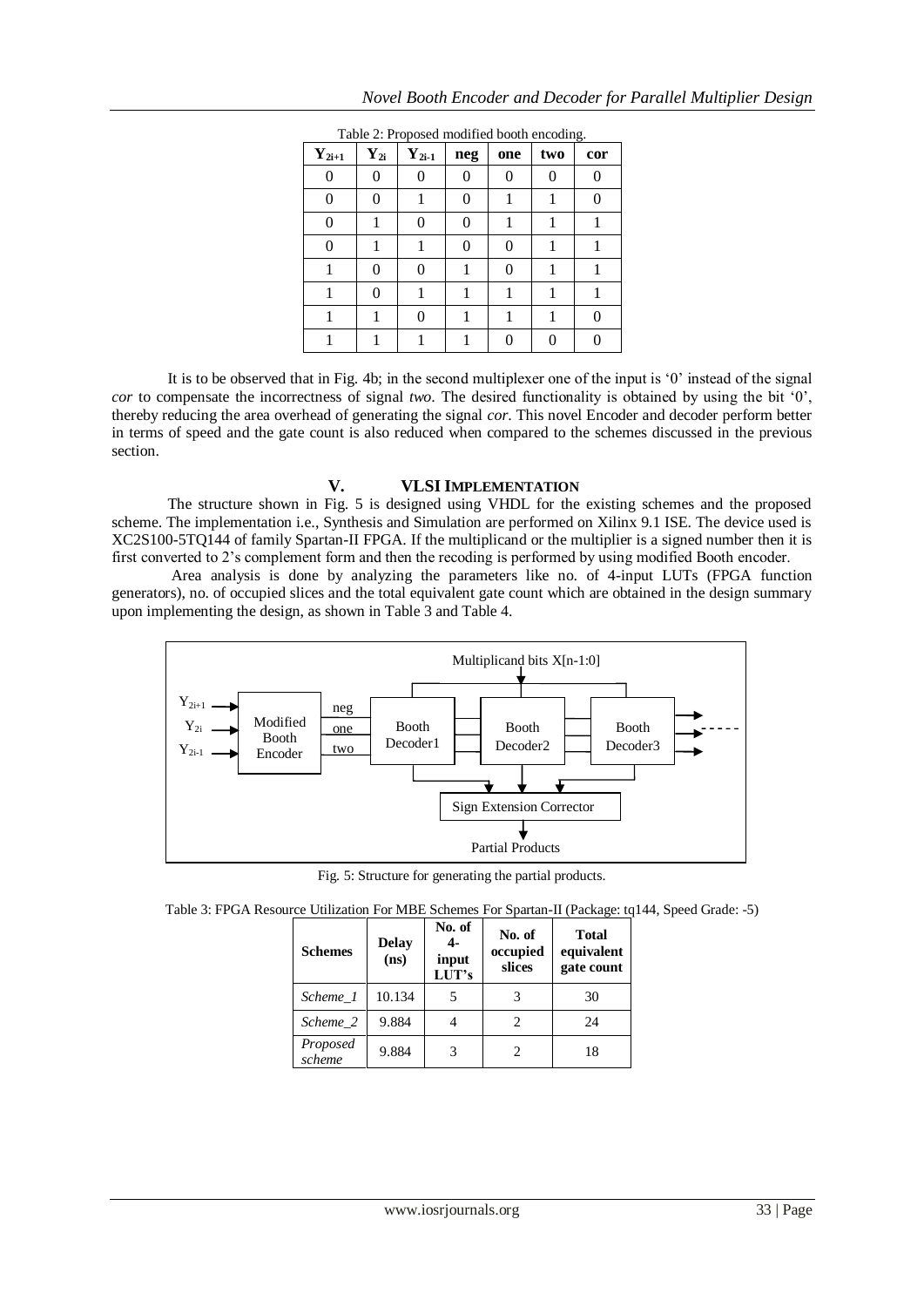Table 2: Proposed modified booth encoding.

| $Y_{2i+1}$ | $Y_{2i}$ | $Y_{2i-1}$ | neg | one | two | cor |
|---|---|---|---|---|---|---|
| 0 | 0 | 0 | 0 | 0 | 0 | 0 |
| 0 | 0 | 1 | 0 | 1 | 1 | 0 |
| 0 | 1 | 0 | 0 | 1 | 1 | 1 |
| 0 | 1 | 1 | 0 | 0 | 1 | 1 |
| 1 | 0 | 0 | 1 | 0 | 1 | 1 |
| 1 | 0 | 1 | 1 | 1 | 1 | 1 |
| 1 | 1 | 0 | 1 | 1 | 1 | 0 |
| 1 | 1 | 1 | 1 | 0 | 0 | 0 |

It is to be observed that in Fig. 4b; in the second multiplexer one of the input is '0' instead of the signal *cor* to compensate the incorrectness of signal *two*. The desired functionality is obtained by using the bit '0', thereby reducing the area overhead of generating the signal *cor*. This novel Encoder and decoder perform better in terms of speed and the gate count is also reduced when compared to the schemes discussed in the previous section.

## V. VLSI IMPLEMENTATION

The structure shown in Fig. 5 is designed using VHDL for the existing schemes and the proposed scheme. The implementation i.e., Synthesis and Simulation are performed on Xilinx 9.1 ISE. The device used is XC2S100-5TQ144 of family Spartan-II FPGA. If the multiplicand or the multiplier is a signed number then it is first converted to 2's complement form and then the recoding is performed by using modified Booth encoder.

Area analysis is done by analyzing the parameters like no. of 4-input LUTs (FPGA function generators), no. of occupied slices and the total equivalent gate count which are obtained in the design summary upon implementing the design, as shown in Table 3 and Table 4.

Multiplicand bits X[n-1:0]

$Y_{2i+1}$, $Y_{2i}$, $Y_{2i-1}$ → Modified Booth Encoder → neg, one, two → Booth Decoder1, Booth Decoder2, Booth Decoder3 → Sign Extension Corrector → Partial Products

Fig. 5: Structure for generating the partial products.

Table 3: FPGA Resource Utilization For MBE Schemes For Spartan-II (Package: tq144, Speed Grade: -5)

| Schemes | Delay (ns) | No. of 4-input LUT's | No. of occupied slices | Total equivalent gate count |
|---|---|---|---|---|
| *Scheme_1* | 10.134 | 5 | 3 | 30 |
| *Scheme_2* | 9.884 | 4 | 2 | 24 |
| *Proposed scheme* | 9.884 | 3 | 2 | 18 |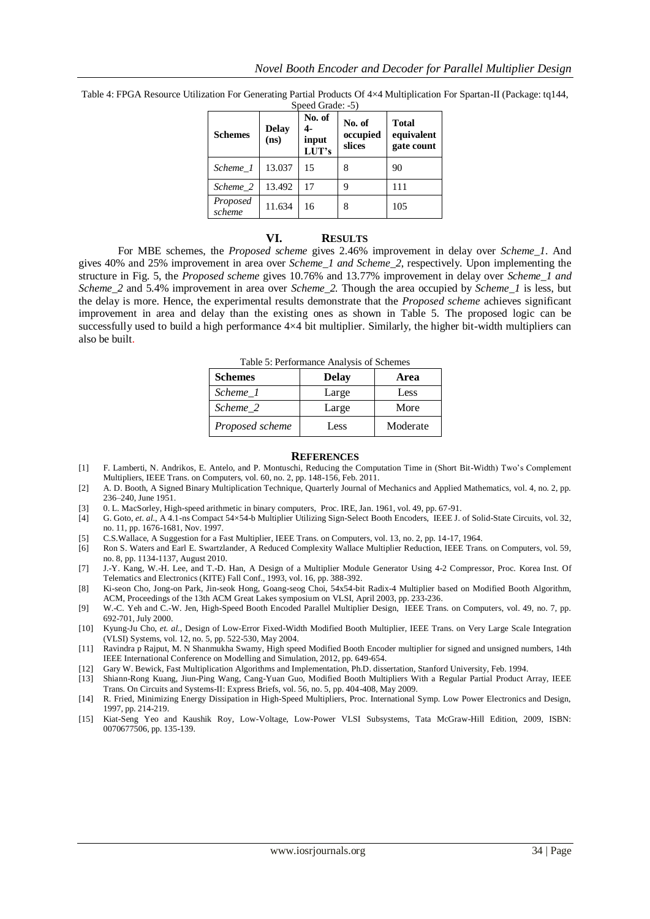Table 4: FPGA Resource Utilization For Generating Partial Products Of 4×4 Multiplication For Spartan-II (Package: tq144, Speed Grade: -5)

| Schemes | Delay (ns) | No. of 4-input LUT's | No. of occupied slices | Total equivalent gate count |
|---|---|---|---|---|
| *Scheme_1* | 13.037 | 15 | 8 | 90 |
| *Scheme_2* | 13.492 | 17 | 9 | 111 |
| *Proposed scheme* | 11.634 | 16 | 8 | 105 |

## VI. RESULTS

For MBE schemes, the *Proposed scheme* gives 2.46% improvement in delay over *Scheme_1*. And gives 40% and 25% improvement in area over *Scheme_1 and Scheme_2*, respectively. Upon implementing the structure in Fig. 5, the *Proposed scheme* gives 10.76% and 13.77% improvement in delay over *Scheme_1 and Scheme_2* and 5.4% improvement in area over *Scheme_2.* Though the area occupied by *Scheme_1* is less, but the delay is more. Hence, the experimental results demonstrate that the *Proposed scheme* achieves significant improvement in area and delay than the existing ones as shown in Table 5. The proposed logic can be successfully used to build a high performance 4×4 bit multiplier. Similarly, the higher bit-width multipliers can also be built.

Table 5: Performance Analysis of Schemes

| Schemes | Delay | Area |
|---|---|---|
| *Scheme_1* | Large | Less |
| *Scheme_2* | Large | More |
| *Proposed scheme* | Less | Moderate |

## REFERENCES

[1] F. Lamberti, N. Andrikos, E. Antelo, and P. Montuschi, Reducing the Computation Time in (Short Bit-Width) Two's Complement Multipliers, IEEE Trans. on Computers, vol. 60, no. 2, pp. 148-156, Feb. 2011.

[2] A. D. Booth, A Signed Binary Multiplication Technique, Quarterly Journal of Mechanics and Applied Mathematics, vol. 4, no. 2, pp. 236–240, June 1951.

[3] 0. L. MacSorley, High-speed arithmetic in binary computers, Proc. IRE, Jan. 1961, vol. 49, pp. 67-91.

[4] G. Goto, *et. al.*, A 4.1-ns Compact 54×54-b Multiplier Utilizing Sign-Select Booth Encoders, IEEE J. of Solid-State Circuits, vol. 32, no. 11, pp. 1676-1681, Nov. 1997.

[5] C.S.Wallace, A Suggestion for a Fast Multiplier, IEEE Trans. on Computers, vol. 13, no. 2, pp. 14-17, 1964.

[6] Ron S. Waters and Earl E. Swartzlander, A Reduced Complexity Wallace Multiplier Reduction, IEEE Trans. on Computers, vol. 59, no. 8, pp. 1134-1137, August 2010.

[7] J.-Y. Kang, W.-H. Lee, and T.-D. Han, A Design of a Multiplier Module Generator Using 4-2 Compressor, Proc. Korea Inst. Of Telematics and Electronics (KITE) Fall Conf., 1993, vol. 16, pp. 388-392.

[8] Ki-seon Cho, Jong-on Park, Jin-seok Hong, Goang-seog Choi, 54x54-bit Radix-4 Multiplier based on Modified Booth Algorithm, ACM, Proceedings of the 13th ACM Great Lakes symposium on VLSI, April 2003, pp. 233-236.

[9] W.-C. Yeh and C.-W. Jen, High-Speed Booth Encoded Parallel Multiplier Design, IEEE Trans. on Computers, vol. 49, no. 7, pp. 692-701, July 2000.

[10] Kyung-Ju Cho, *et. al.*, Design of Low-Error Fixed-Width Modified Booth Multiplier, IEEE Trans. on Very Large Scale Integration (VLSI) Systems, vol. 12, no. 5, pp. 522-530, May 2004.

[11] Ravindra p Rajput, M. N Shanmukha Swamy, High speed Modified Booth Encoder multiplier for signed and unsigned numbers, 14th IEEE International Conference on Modelling and Simulation, 2012, pp. 649-654.

[12] Gary W. Bewick, Fast Multiplication Algorithms and Implementation, Ph.D. dissertation, Stanford University, Feb. 1994.

[13] Shiann-Rong Kuang, Jiun-Ping Wang, Cang-Yuan Guo, Modified Booth Multipliers With a Regular Partial Product Array, IEEE Trans. On Circuits and Systems-II: Express Briefs, vol. 56, no. 5, pp. 404-408, May 2009.

[14] R. Fried, Minimizing Energy Dissipation in High-Speed Multipliers, Proc. International Symp. Low Power Electronics and Design, 1997, pp. 214-219.

[15] Kiat-Seng Yeo and Kaushik Roy, Low-Voltage, Low-Power VLSI Subsystems, Tata McGraw-Hill Edition, 2009, ISBN: 0070677506, pp. 135-139.